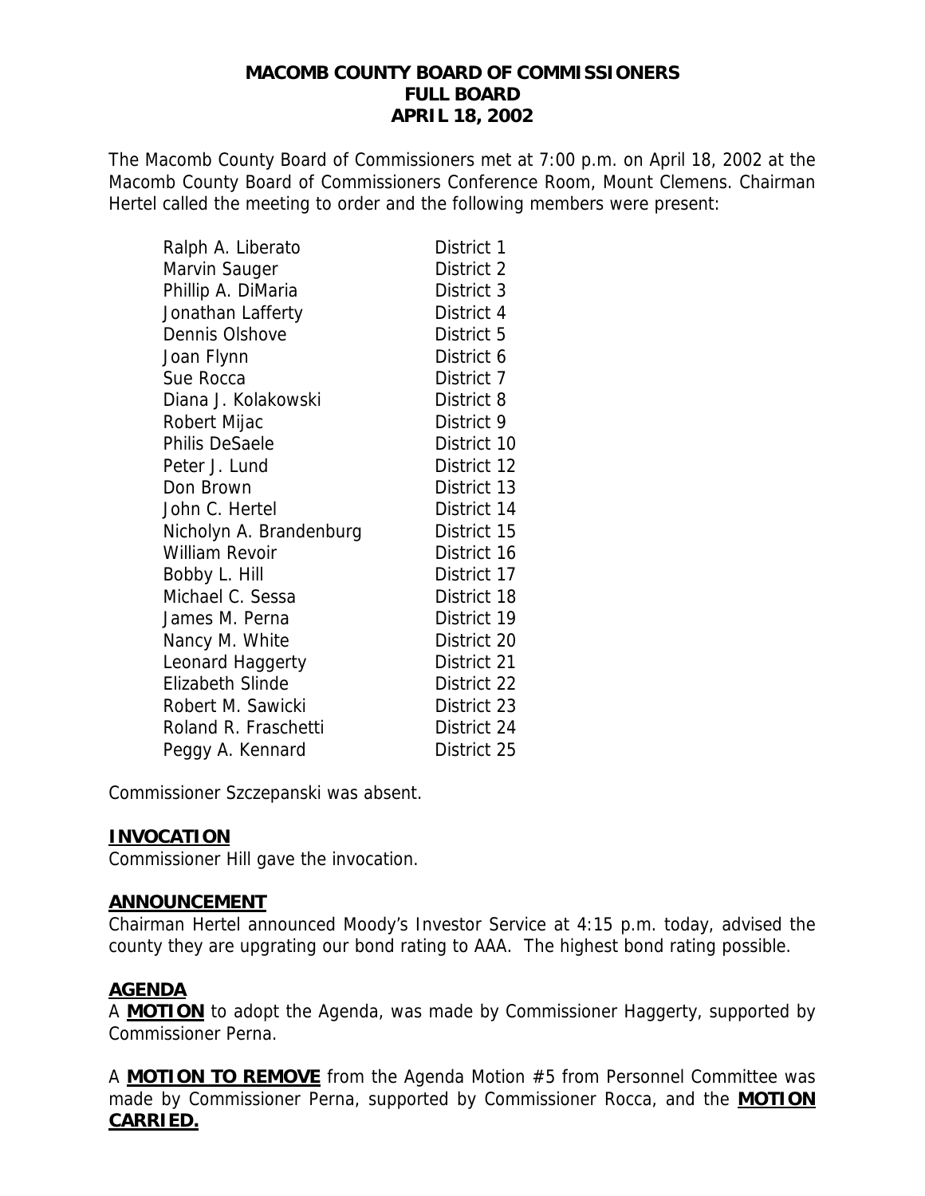# MACOMB COUNTY BOARD OF COMMISSIONERS
## FULL BOARD
## APRIL 18, 2002

The Macomb County Board of Commissioners met at 7:00 p.m. on April 18, 2002 at the Macomb County Board of Commissioners Conference Room, Mount Clemens. Chairman Hertel called the meeting to order and the following members were present:

| | |
|---|---|
| Ralph A. Liberato | District 1 |
| Marvin Sauger | District 2 |
| Phillip A. DiMaria | District 3 |
| Jonathan Lafferty | District 4 |
| Dennis Olshove | District 5 |
| Joan Flynn | District 6 |
| Sue Rocca | District 7 |
| Diana J. Kolakowski | District 8 |
| Robert Mijac | District 9 |
| Philis DeSaele | District 10 |
| Peter J. Lund | District 12 |
| Don Brown | District 13 |
| John C. Hertel | District 14 |
| Nicholyn A. Brandenburg | District 15 |
| William Revoir | District 16 |
| Bobby L. Hill | District 17 |
| Michael C. Sessa | District 18 |
| James M. Perna | District 19 |
| Nancy M. White | District 20 |
| Leonard Haggerty | District 21 |
| Elizabeth Slinde | District 22 |
| Robert M. Sawicki | District 23 |
| Roland R. Fraschetti | District 24 |
| Peggy A. Kennard | District 25 |

Commissioner Szczepanski was absent.

### INVOCATION

Commissioner Hill gave the invocation.

### ANNOUNCEMENT

Chairman Hertel announced Moody's Investor Service at 4:15 p.m. today, advised the county they are upgrating our bond rating to AAA. The highest bond rating possible.

### AGENDA

A **MOTION** to adopt the Agenda, was made by Commissioner Haggerty, supported by Commissioner Perna.

A **MOTION TO REMOVE** from the Agenda Motion #5 from Personnel Committee was made by Commissioner Perna, supported by Commissioner Rocca, and the **MOTION CARRIED.**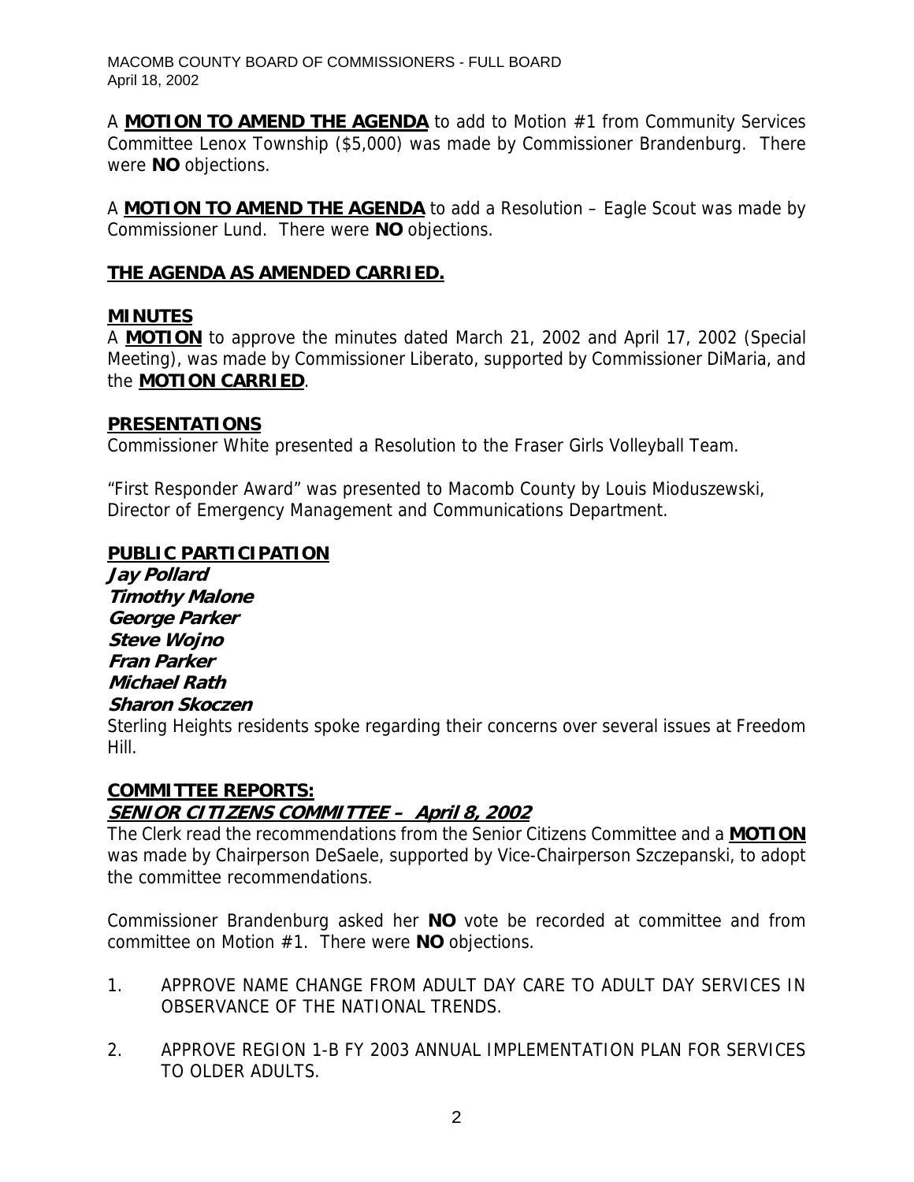A **MOTION TO AMEND THE AGENDA** to add to Motion #1 from Community Services Committee Lenox Township ($5,000) was made by Commissioner Brandenburg. There were **NO** objections.

A **MOTION TO AMEND THE AGENDA** to add a Resolution – Eagle Scout was made by Commissioner Lund. There were **NO** objections.

**THE AGENDA AS AMENDED CARRIED.**

## MINUTES

A **MOTION** to approve the minutes dated March 21, 2002 and April 17, 2002 (Special Meeting), was made by Commissioner Liberato, supported by Commissioner DiMaria, and the **MOTION CARRIED**.

## PRESENTATIONS

Commissioner White presented a Resolution to the Fraser Girls Volleyball Team.

"First Responder Award" was presented to Macomb County by Louis Mioduszewski, Director of Emergency Management and Communications Department.

## PUBLIC PARTICIPATION

***Jay Pollard***
***Timothy Malone***
***George Parker***
***Steve Wojno***
***Fran Parker***
***Michael Rath***
***Sharon Skoczen***

Sterling Heights residents spoke regarding their concerns over several issues at Freedom Hill.

## COMMITTEE REPORTS:

### SENIOR CITIZENS COMMITTEE – April 8, 2002

The Clerk read the recommendations from the Senior Citizens Committee and a **MOTION** was made by Chairperson DeSaele, supported by Vice-Chairperson Szczepanski, to adopt the committee recommendations.

Commissioner Brandenburg asked her **NO** vote be recorded at committee and from committee on Motion #1. There were **NO** objections.

1. APPROVE NAME CHANGE FROM ADULT DAY CARE TO ADULT DAY SERVICES IN OBSERVANCE OF THE NATIONAL TRENDS.

2. APPROVE REGION 1-B FY 2003 ANNUAL IMPLEMENTATION PLAN FOR SERVICES TO OLDER ADULTS.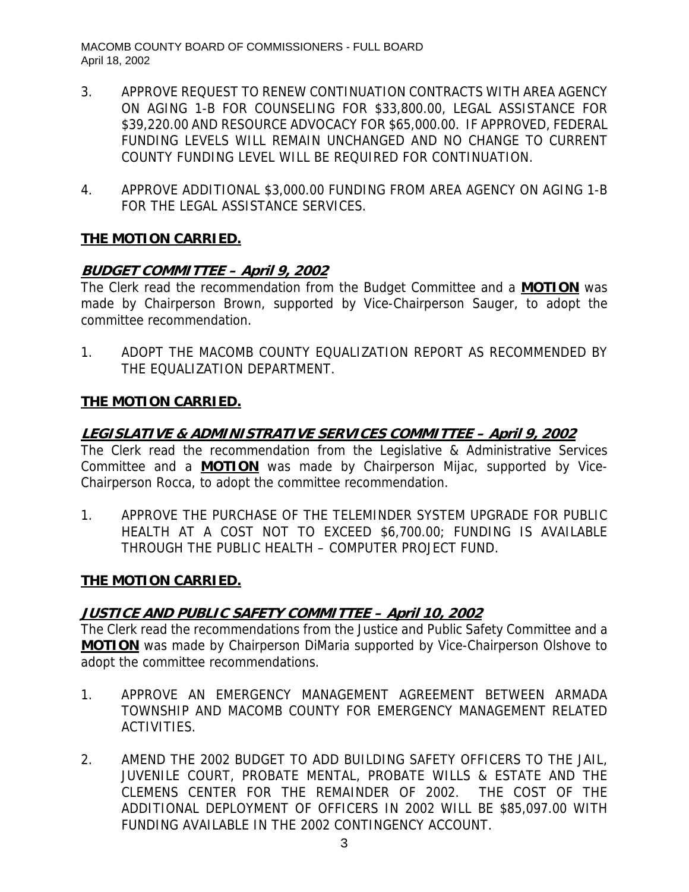3. APPROVE REQUEST TO RENEW CONTINUATION CONTRACTS WITH AREA AGENCY ON AGING 1-B FOR COUNSELING FOR $33,800.00, LEGAL ASSISTANCE FOR $39,220.00 AND RESOURCE ADVOCACY FOR $65,000.00. IF APPROVED, FEDERAL FUNDING LEVELS WILL REMAIN UNCHANGED AND NO CHANGE TO CURRENT COUNTY FUNDING LEVEL WILL BE REQUIRED FOR CONTINUATION.

4. APPROVE ADDITIONAL $3,000.00 FUNDING FROM AREA AGENCY ON AGING 1-B FOR THE LEGAL ASSISTANCE SERVICES.

**THE MOTION CARRIED.**

***BUDGET COMMITTEE – April 9, 2002***

The Clerk read the recommendation from the Budget Committee and a **MOTION** was made by Chairperson Brown, supported by Vice-Chairperson Sauger, to adopt the committee recommendation.

1. ADOPT THE MACOMB COUNTY EQUALIZATION REPORT AS RECOMMENDED BY THE EQUALIZATION DEPARTMENT.

**THE MOTION CARRIED.**

***LEGISLATIVE & ADMINISTRATIVE SERVICES COMMITTEE – April 9, 2002***

The Clerk read the recommendation from the Legislative & Administrative Services Committee and a **MOTION** was made by Chairperson Mijac, supported by Vice-Chairperson Rocca, to adopt the committee recommendation.

1. APPROVE THE PURCHASE OF THE TELEMINDER SYSTEM UPGRADE FOR PUBLIC HEALTH AT A COST NOT TO EXCEED $6,700.00; FUNDING IS AVAILABLE THROUGH THE PUBLIC HEALTH – COMPUTER PROJECT FUND.

**THE MOTION CARRIED.**

***JUSTICE AND PUBLIC SAFETY COMMITTEE – April 10, 2002***

The Clerk read the recommendations from the Justice and Public Safety Committee and a **MOTION** was made by Chairperson DiMaria supported by Vice-Chairperson Olshove to adopt the committee recommendations.

1. APPROVE AN EMERGENCY MANAGEMENT AGREEMENT BETWEEN ARMADA TOWNSHIP AND MACOMB COUNTY FOR EMERGENCY MANAGEMENT RELATED ACTIVITIES.

2. AMEND THE 2002 BUDGET TO ADD BUILDING SAFETY OFFICERS TO THE JAIL, JUVENILE COURT, PROBATE MENTAL, PROBATE WILLS & ESTATE AND THE CLEMENS CENTER FOR THE REMAINDER OF 2002. THE COST OF THE ADDITIONAL DEPLOYMENT OF OFFICERS IN 2002 WILL BE $85,097.00 WITH FUNDING AVAILABLE IN THE 2002 CONTINGENCY ACCOUNT.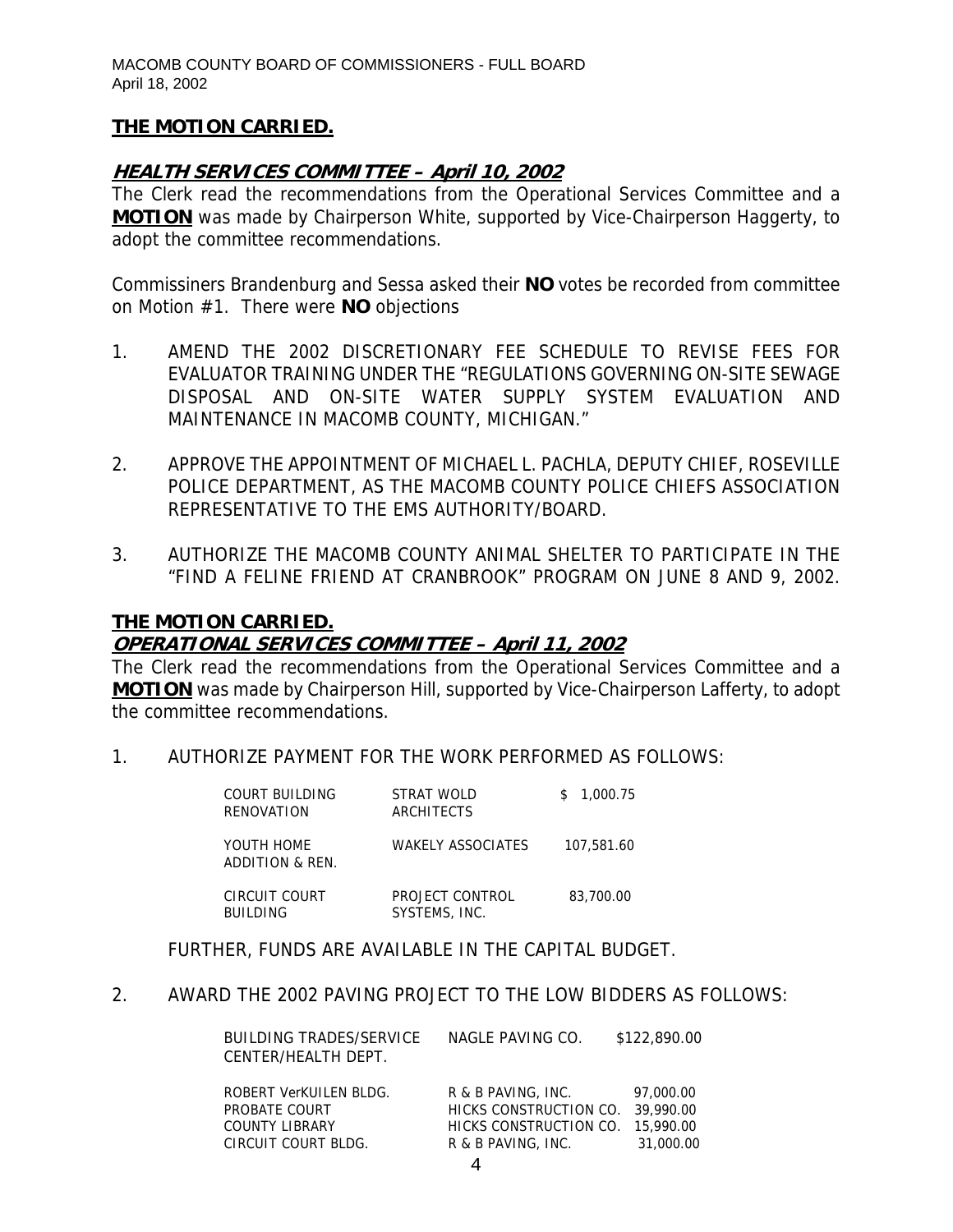**THE MOTION CARRIED.**

***HEALTH SERVICES COMMITTEE – April 10, 2002***

The Clerk read the recommendations from the Operational Services Committee and a **MOTION** was made by Chairperson White, supported by Vice-Chairperson Haggerty, to adopt the committee recommendations.

Commissiners Brandenburg and Sessa asked their **NO** votes be recorded from committee on Motion #1. There were **NO** objections

1. AMEND THE 2002 DISCRETIONARY FEE SCHEDULE TO REVISE FEES FOR EVALUATOR TRAINING UNDER THE "REGULATIONS GOVERNING ON-SITE SEWAGE DISPOSAL AND ON-SITE WATER SUPPLY SYSTEM EVALUATION AND MAINTENANCE IN MACOMB COUNTY, MICHIGAN."

2. APPROVE THE APPOINTMENT OF MICHAEL L. PACHLA, DEPUTY CHIEF, ROSEVILLE POLICE DEPARTMENT, AS THE MACOMB COUNTY POLICE CHIEFS ASSOCIATION REPRESENTATIVE TO THE EMS AUTHORITY/BOARD.

3. AUTHORIZE THE MACOMB COUNTY ANIMAL SHELTER TO PARTICIPATE IN THE "FIND A FELINE FRIEND AT CRANBROOK" PROGRAM ON JUNE 8 AND 9, 2002.

**THE MOTION CARRIED.**

***OPERATIONAL SERVICES COMMITTEE – April 11, 2002***

The Clerk read the recommendations from the Operational Services Committee and a **MOTION** was made by Chairperson Hill, supported by Vice-Chairperson Lafferty, to adopt the committee recommendations.

1. AUTHORIZE PAYMENT FOR THE WORK PERFORMED AS FOLLOWS:

| | | |
|---|---|---|
| COURT BUILDING RENOVATION | STRAT WOLD ARCHITECTS | $ 1,000.75 |
| YOUTH HOME ADDITION & REN. | WAKELY ASSOCIATES | 107,581.60 |
| CIRCUIT COURT BUILDING | PROJECT CONTROL SYSTEMS, INC. | 83,700.00 |

FURTHER, FUNDS ARE AVAILABLE IN THE CAPITAL BUDGET.

2. AWARD THE 2002 PAVING PROJECT TO THE LOW BIDDERS AS FOLLOWS:

| | | |
|---|---|---|
| BUILDING TRADES/SERVICE CENTER/HEALTH DEPT. | NAGLE PAVING CO. | $122,890.00 |
| ROBERT VerKUILEN BLDG. | R & B PAVING, INC. | 97,000.00 |
| PROBATE COURT | HICKS CONSTRUCTION CO. | 39,990.00 |
| COUNTY LIBRARY | HICKS CONSTRUCTION CO. | 15,990.00 |
| CIRCUIT COURT BLDG. | R & B PAVING, INC. | 31,000.00 |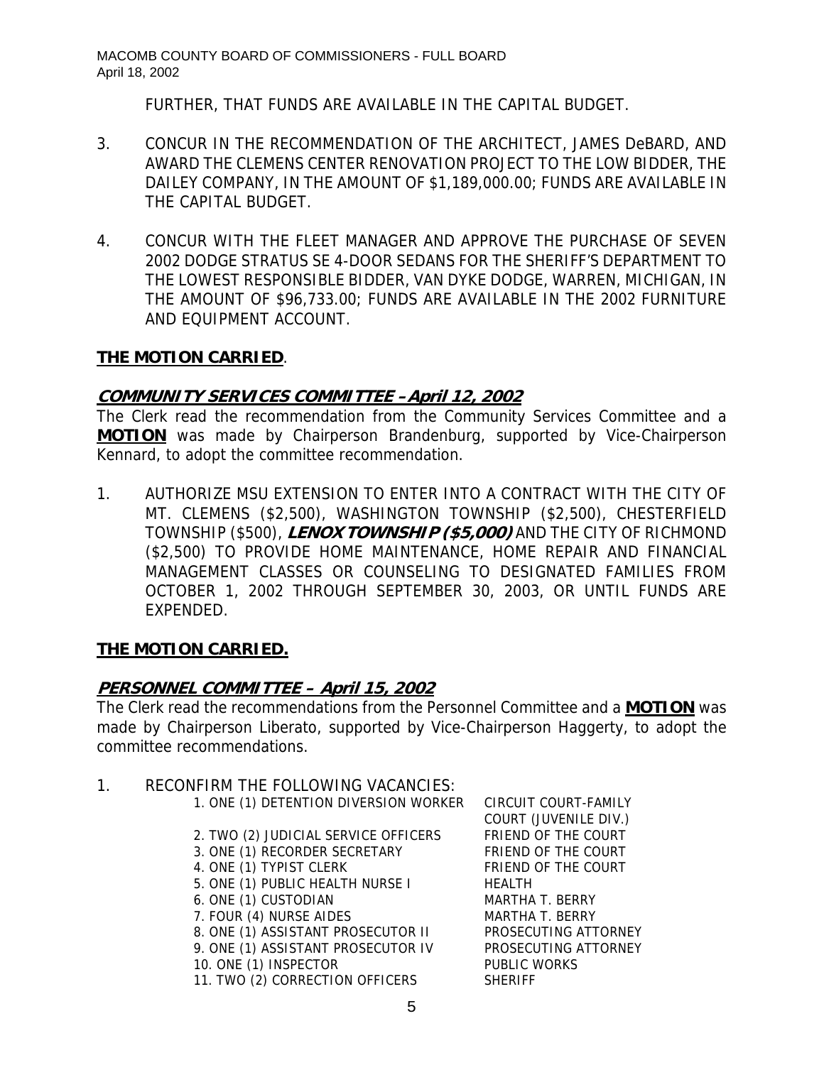FURTHER, THAT FUNDS ARE AVAILABLE IN THE CAPITAL BUDGET.

3. CONCUR IN THE RECOMMENDATION OF THE ARCHITECT, JAMES DeBARD, AND AWARD THE CLEMENS CENTER RENOVATION PROJECT TO THE LOW BIDDER, THE DAILEY COMPANY, IN THE AMOUNT OF $1,189,000.00; FUNDS ARE AVAILABLE IN THE CAPITAL BUDGET.

4. CONCUR WITH THE FLEET MANAGER AND APPROVE THE PURCHASE OF SEVEN 2002 DODGE STRATUS SE 4-DOOR SEDANS FOR THE SHERIFF'S DEPARTMENT TO THE LOWEST RESPONSIBLE BIDDER, VAN DYKE DODGE, WARREN, MICHIGAN, IN THE AMOUNT OF $96,733.00; FUNDS ARE AVAILABLE IN THE 2002 FURNITURE AND EQUIPMENT ACCOUNT.

**THE MOTION CARRIED**.

## ***COMMUNITY SERVICES COMMITTEE – April 12, 2002***

The Clerk read the recommendation from the Community Services Committee and a **MOTION** was made by Chairperson Brandenburg, supported by Vice-Chairperson Kennard, to adopt the committee recommendation.

1. AUTHORIZE MSU EXTENSION TO ENTER INTO A CONTRACT WITH THE CITY OF MT. CLEMENS ($2,500), WASHINGTON TOWNSHIP ($2,500), CHESTERFIELD TOWNSHIP ($500), ***LENOX TOWNSHIP ($5,000)*** AND THE CITY OF RICHMOND ($2,500) TO PROVIDE HOME MAINTENANCE, HOME REPAIR AND FINANCIAL MANAGEMENT CLASSES OR COUNSELING TO DESIGNATED FAMILIES FROM OCTOBER 1, 2002 THROUGH SEPTEMBER 30, 2003, OR UNTIL FUNDS ARE EXPENDED.

**THE MOTION CARRIED.**

## ***PERSONNEL COMMITTEE – April 15, 2002***

The Clerk read the recommendations from the Personnel Committee and a **MOTION** was made by Chairperson Liberato, supported by Vice-Chairperson Haggerty, to adopt the committee recommendations.

1. RECONFIRM THE FOLLOWING VACANCIES:

| | |
|---|---|
| 1. ONE (1) DETENTION DIVERSION WORKER | CIRCUIT COURT-FAMILY COURT (JUVENILE DIV.) |
| 2. TWO (2) JUDICIAL SERVICE OFFICERS | FRIEND OF THE COURT |
| 3. ONE (1) RECORDER SECRETARY | FRIEND OF THE COURT |
| 4. ONE (1) TYPIST CLERK | FRIEND OF THE COURT |
| 5. ONE (1) PUBLIC HEALTH NURSE I | HEALTH |
| 6. ONE (1) CUSTODIAN | MARTHA T. BERRY |
| 7. FOUR (4) NURSE AIDES | MARTHA T. BERRY |
| 8. ONE (1) ASSISTANT PROSECUTOR II | PROSECUTING ATTORNEY |
| 9. ONE (1) ASSISTANT PROSECUTOR IV | PROSECUTING ATTORNEY |
| 10. ONE (1) INSPECTOR | PUBLIC WORKS |
| 11. TWO (2) CORRECTION OFFICERS | SHERIFF |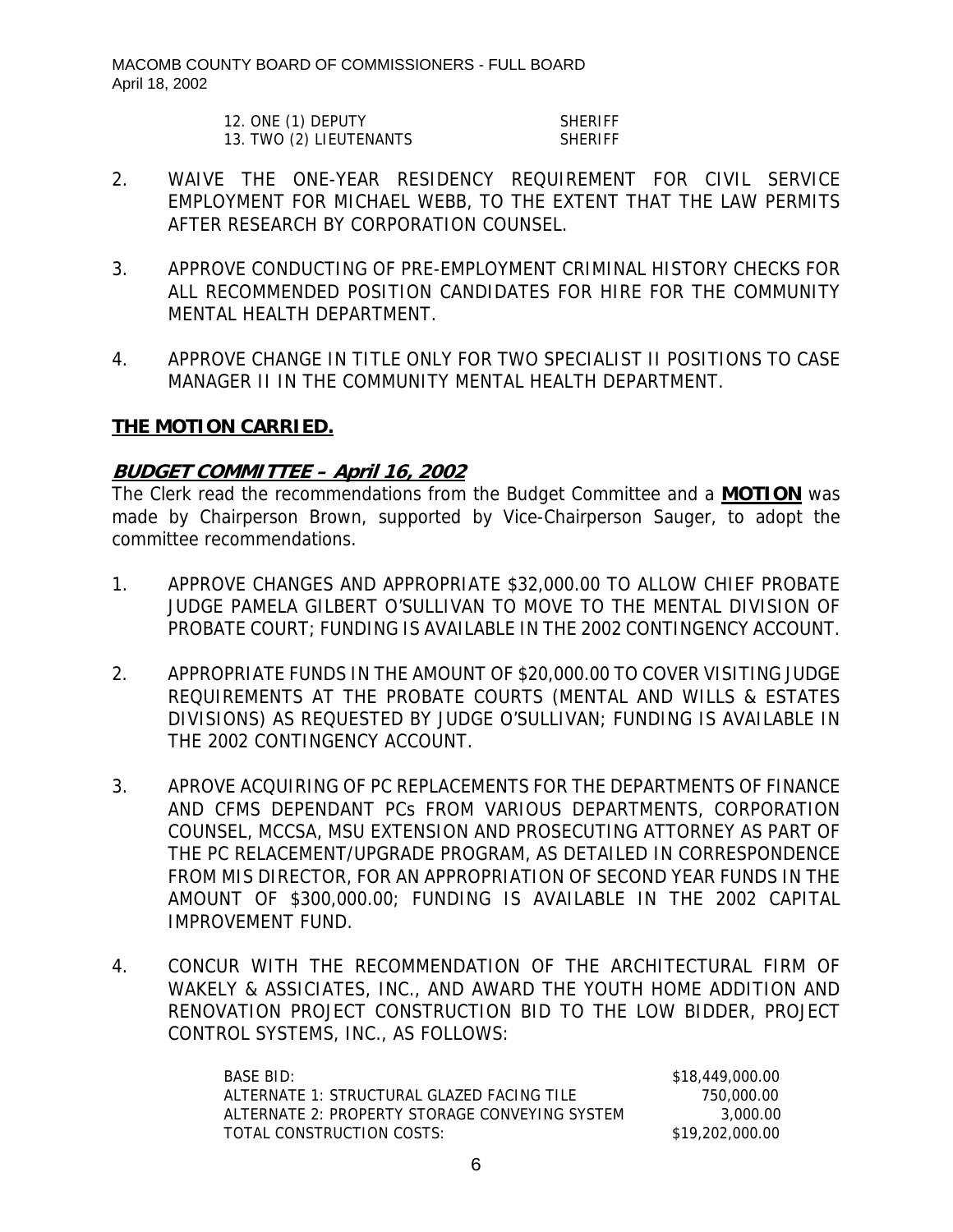12. ONE (1) DEPUTY SHERIFF
13. TWO (2) LIEUTENANTS SHERIFF

2. WAIVE THE ONE-YEAR RESIDENCY REQUIREMENT FOR CIVIL SERVICE EMPLOYMENT FOR MICHAEL WEBB, TO THE EXTENT THAT THE LAW PERMITS AFTER RESEARCH BY CORPORATION COUNSEL.

3. APPROVE CONDUCTING OF PRE-EMPLOYMENT CRIMINAL HISTORY CHECKS FOR ALL RECOMMENDED POSITION CANDIDATES FOR HIRE FOR THE COMMUNITY MENTAL HEALTH DEPARTMENT.

4. APPROVE CHANGE IN TITLE ONLY FOR TWO SPECIALIST II POSITIONS TO CASE MANAGER II IN THE COMMUNITY MENTAL HEALTH DEPARTMENT.

**THE MOTION CARRIED.**

***BUDGET COMMITTEE – April 16, 2002***

The Clerk read the recommendations from the Budget Committee and a **MOTION** was made by Chairperson Brown, supported by Vice-Chairperson Sauger, to adopt the committee recommendations.

1. APPROVE CHANGES AND APPROPRIATE $32,000.00 TO ALLOW CHIEF PROBATE JUDGE PAMELA GILBERT O'SULLIVAN TO MOVE TO THE MENTAL DIVISION OF PROBATE COURT; FUNDING IS AVAILABLE IN THE 2002 CONTINGENCY ACCOUNT.

2. APPROPRIATE FUNDS IN THE AMOUNT OF $20,000.00 TO COVER VISITING JUDGE REQUIREMENTS AT THE PROBATE COURTS (MENTAL AND WILLS & ESTATES DIVISIONS) AS REQUESTED BY JUDGE O'SULLIVAN; FUNDING IS AVAILABLE IN THE 2002 CONTINGENCY ACCOUNT.

3. APROVE ACQUIRING OF PC REPLACEMENTS FOR THE DEPARTMENTS OF FINANCE AND CFMS DEPENDANT PCs FROM VARIOUS DEPARTMENTS, CORPORATION COUNSEL, MCCSA, MSU EXTENSION AND PROSECUTING ATTORNEY AS PART OF THE PC RELACEMENT/UPGRADE PROGRAM, AS DETAILED IN CORRESPONDENCE FROM MIS DIRECTOR, FOR AN APPROPRIATION OF SECOND YEAR FUNDS IN THE AMOUNT OF $300,000.00; FUNDING IS AVAILABLE IN THE 2002 CAPITAL IMPROVEMENT FUND.

4. CONCUR WITH THE RECOMMENDATION OF THE ARCHITECTURAL FIRM OF WAKELY & ASSICIATES, INC., AND AWARD THE YOUTH HOME ADDITION AND RENOVATION PROJECT CONSTRUCTION BID TO THE LOW BIDDER, PROJECT CONTROL SYSTEMS, INC., AS FOLLOWS:

| | |
|---|---|
| BASE BID: | $18,449,000.00 |
| ALTERNATE 1: STRUCTURAL GLAZED FACING TILE | 750,000.00 |
| ALTERNATE 2: PROPERTY STORAGE CONVEYING SYSTEM | 3,000.00 |
| TOTAL CONSTRUCTION COSTS: | $19,202,000.00 |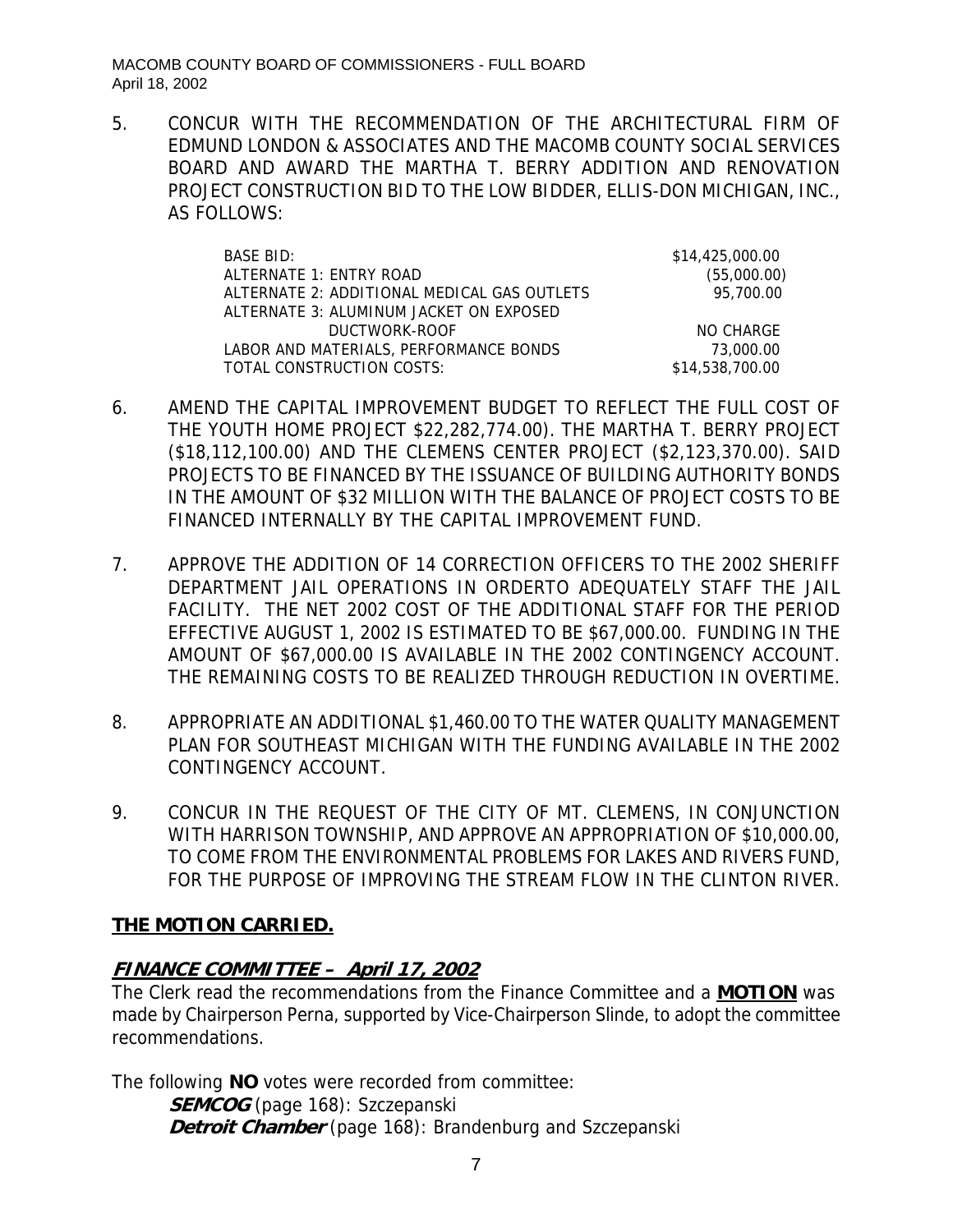5. CONCUR WITH THE RECOMMENDATION OF THE ARCHITECTURAL FIRM OF EDMUND LONDON & ASSOCIATES AND THE MACOMB COUNTY SOCIAL SERVICES BOARD AND AWARD THE MARTHA T. BERRY ADDITION AND RENOVATION PROJECT CONSTRUCTION BID TO THE LOW BIDDER, ELLIS-DON MICHIGAN, INC., AS FOLLOWS:

| | |
|---|---|
| BASE BID: | $14,425,000.00 |
| ALTERNATE 1: ENTRY ROAD | (55,000.00) |
| ALTERNATE 2: ADDITIONAL MEDICAL GAS OUTLETS | 95,700.00 |
| ALTERNATE 3: ALUMINUM JACKET ON EXPOSED DUCTWORK-ROOF | NO CHARGE |
| LABOR AND MATERIALS, PERFORMANCE BONDS | 73,000.00 |
| TOTAL CONSTRUCTION COSTS: | $14,538,700.00 |

6. AMEND THE CAPITAL IMPROVEMENT BUDGET TO REFLECT THE FULL COST OF THE YOUTH HOME PROJECT $22,282,774.00). THE MARTHA T. BERRY PROJECT ($18,112,100.00) AND THE CLEMENS CENTER PROJECT ($2,123,370.00). SAID PROJECTS TO BE FINANCED BY THE ISSUANCE OF BUILDING AUTHORITY BONDS IN THE AMOUNT OF $32 MILLION WITH THE BALANCE OF PROJECT COSTS TO BE FINANCED INTERNALLY BY THE CAPITAL IMPROVEMENT FUND.

7. APPROVE THE ADDITION OF 14 CORRECTION OFFICERS TO THE 2002 SHERIFF DEPARTMENT JAIL OPERATIONS IN ORDERTO ADEQUATELY STAFF THE JAIL FACILITY. THE NET 2002 COST OF THE ADDITIONAL STAFF FOR THE PERIOD EFFECTIVE AUGUST 1, 2002 IS ESTIMATED TO BE $67,000.00. FUNDING IN THE AMOUNT OF $67,000.00 IS AVAILABLE IN THE 2002 CONTINGENCY ACCOUNT. THE REMAINING COSTS TO BE REALIZED THROUGH REDUCTION IN OVERTIME.

8. APPROPRIATE AN ADDITIONAL $1,460.00 TO THE WATER QUALITY MANAGEMENT PLAN FOR SOUTHEAST MICHIGAN WITH THE FUNDING AVAILABLE IN THE 2002 CONTINGENCY ACCOUNT.

9. CONCUR IN THE REQUEST OF THE CITY OF MT. CLEMENS, IN CONJUNCTION WITH HARRISON TOWNSHIP, AND APPROVE AN APPROPRIATION OF $10,000.00, TO COME FROM THE ENVIRONMENTAL PROBLEMS FOR LAKES AND RIVERS FUND, FOR THE PURPOSE OF IMPROVING THE STREAM FLOW IN THE CLINTON RIVER.

**THE MOTION CARRIED.**

## ***FINANCE COMMITTEE – April 17, 2002***

The Clerk read the recommendations from the Finance Committee and a **MOTION** was made by Chairperson Perna, supported by Vice-Chairperson Slinde, to adopt the committee recommendations.

The following **NO** votes were recorded from committee:

***SEMCOG*** (page 168): Szczepanski
***Detroit Chamber*** (page 168): Brandenburg and Szczepanski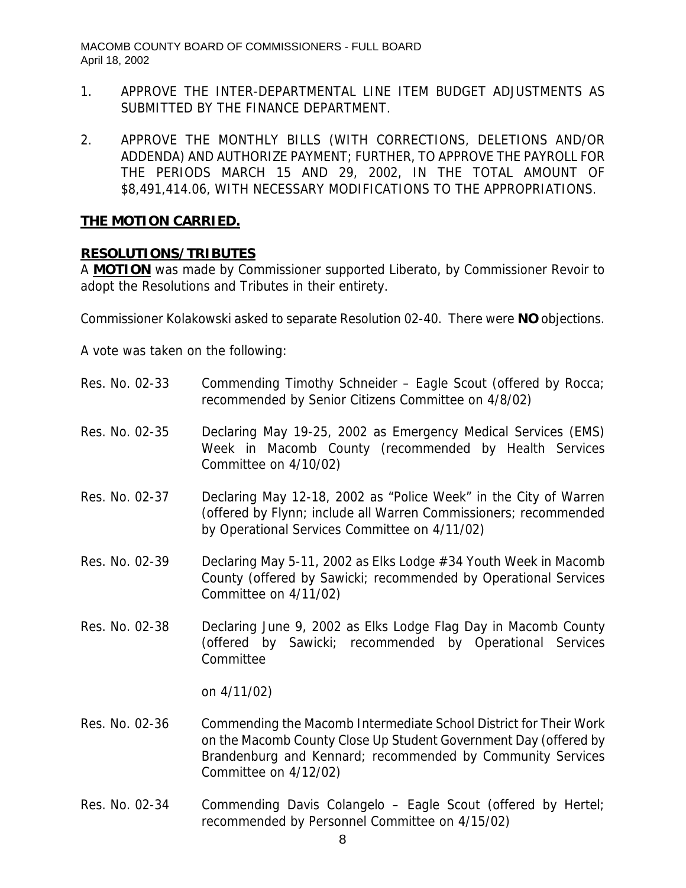1. APPROVE THE INTER-DEPARTMENTAL LINE ITEM BUDGET ADJUSTMENTS AS SUBMITTED BY THE FINANCE DEPARTMENT.

2. APPROVE THE MONTHLY BILLS (WITH CORRECTIONS, DELETIONS AND/OR ADDENDA) AND AUTHORIZE PAYMENT; FURTHER, TO APPROVE THE PAYROLL FOR THE PERIODS MARCH 15 AND 29, 2002, IN THE TOTAL AMOUNT OF $8,491,414.06, WITH NECESSARY MODIFICATIONS TO THE APPROPRIATIONS.

**THE MOTION CARRIED.**

**RESOLUTIONS/TRIBUTES**

A **MOTION** was made by Commissioner supported Liberato, by Commissioner Revoir to adopt the Resolutions and Tributes in their entirety.

Commissioner Kolakowski asked to separate Resolution 02-40. There were **NO** objections.

A vote was taken on the following:

Res. No. 02-33 Commending Timothy Schneider – Eagle Scout (offered by Rocca; recommended by Senior Citizens Committee on 4/8/02)

Res. No. 02-35 Declaring May 19-25, 2002 as Emergency Medical Services (EMS) Week in Macomb County (recommended by Health Services Committee on 4/10/02)

Res. No. 02-37 Declaring May 12-18, 2002 as "Police Week" in the City of Warren (offered by Flynn; include all Warren Commissioners; recommended by Operational Services Committee on 4/11/02)

Res. No. 02-39 Declaring May 5-11, 2002 as Elks Lodge #34 Youth Week in Macomb County (offered by Sawicki; recommended by Operational Services Committee on 4/11/02)

Res. No. 02-38 Declaring June 9, 2002 as Elks Lodge Flag Day in Macomb County (offered by Sawicki; recommended by Operational Services Committee

on 4/11/02)

Res. No. 02-36 Commending the Macomb Intermediate School District for Their Work on the Macomb County Close Up Student Government Day (offered by Brandenburg and Kennard; recommended by Community Services Committee on 4/12/02)

Res. No. 02-34 Commending Davis Colangelo – Eagle Scout (offered by Hertel; recommended by Personnel Committee on 4/15/02)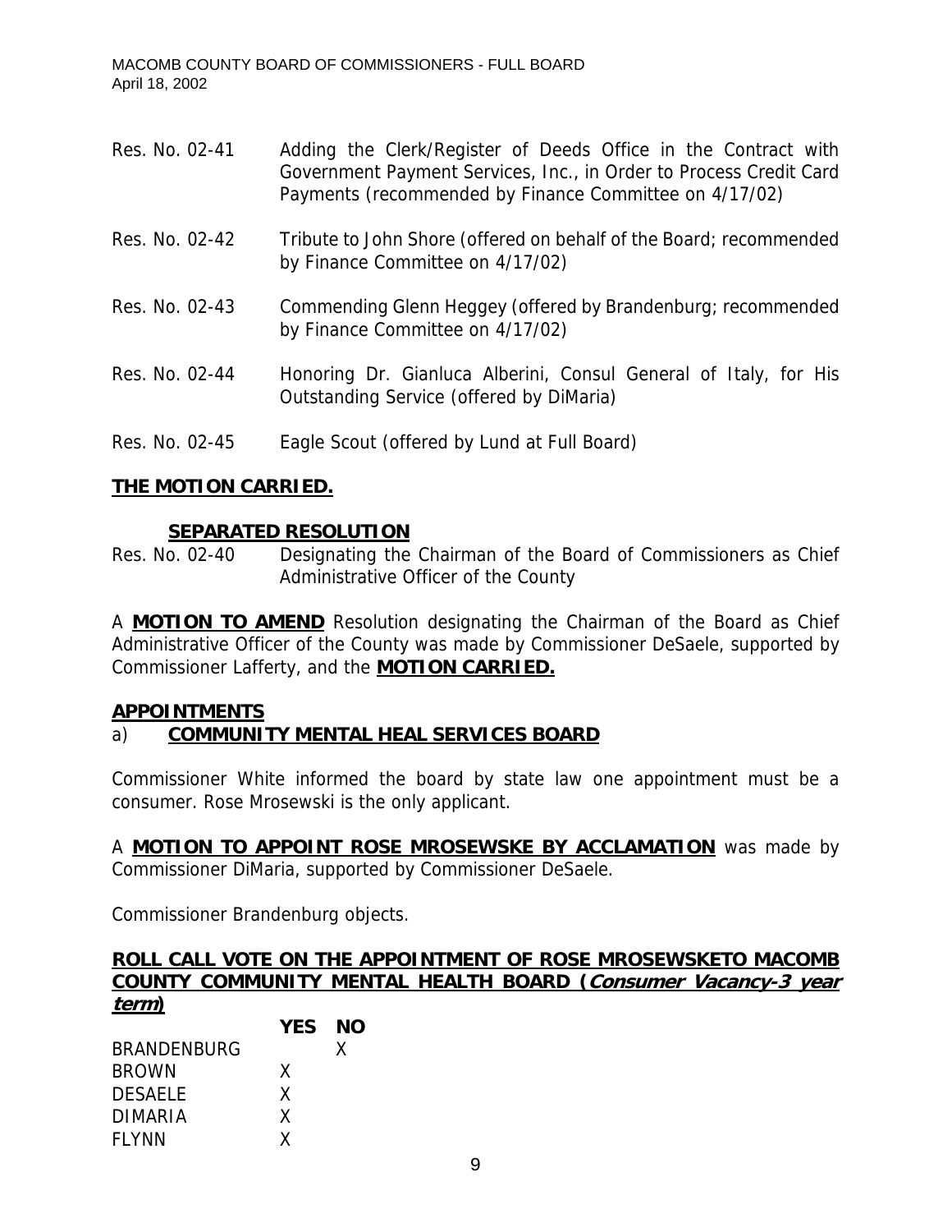Res. No. 02-41 Adding the Clerk/Register of Deeds Office in the Contract with Government Payment Services, Inc., in Order to Process Credit Card Payments (recommended by Finance Committee on 4/17/02)

Res. No. 02-42 Tribute to John Shore (offered on behalf of the Board; recommended by Finance Committee on 4/17/02)

Res. No. 02-43 Commending Glenn Heggey (offered by Brandenburg; recommended by Finance Committee on 4/17/02)

Res. No. 02-44 Honoring Dr. Gianluca Alberini, Consul General of Italy, for His Outstanding Service (offered by DiMaria)

Res. No. 02-45 Eagle Scout (offered by Lund at Full Board)

**THE MOTION CARRIED.**

**SEPARATED RESOLUTION**

Res. No. 02-40 Designating the Chairman of the Board of Commissioners as Chief Administrative Officer of the County

A **MOTION TO AMEND** Resolution designating the Chairman of the Board as Chief Administrative Officer of the County was made by Commissioner DeSaele, supported by Commissioner Lafferty, and the **MOTION CARRIED.**

**APPOINTMENTS**

a) **COMMUNITY MENTAL HEAL SERVICES BOARD**

Commissioner White informed the board by state law one appointment must be a consumer. Rose Mrosewski is the only applicant.

A **MOTION TO APPOINT ROSE MROSEWSKE BY ACCLAMATION** was made by Commissioner DiMaria, supported by Commissioner DeSaele.

Commissioner Brandenburg objects.

**ROLL CALL VOTE ON THE APPOINTMENT OF ROSE MROSEWSKETO MACOMB COUNTY COMMUNITY MENTAL HEALTH BOARD (*Consumer Vacancy-3 year term*)**

| | YES | NO |
|---|---|---|
| BRANDENBURG | | X |
| BROWN | X | |
| DESAELE | X | |
| DIMARIA | X | |
| FLYNN | X | |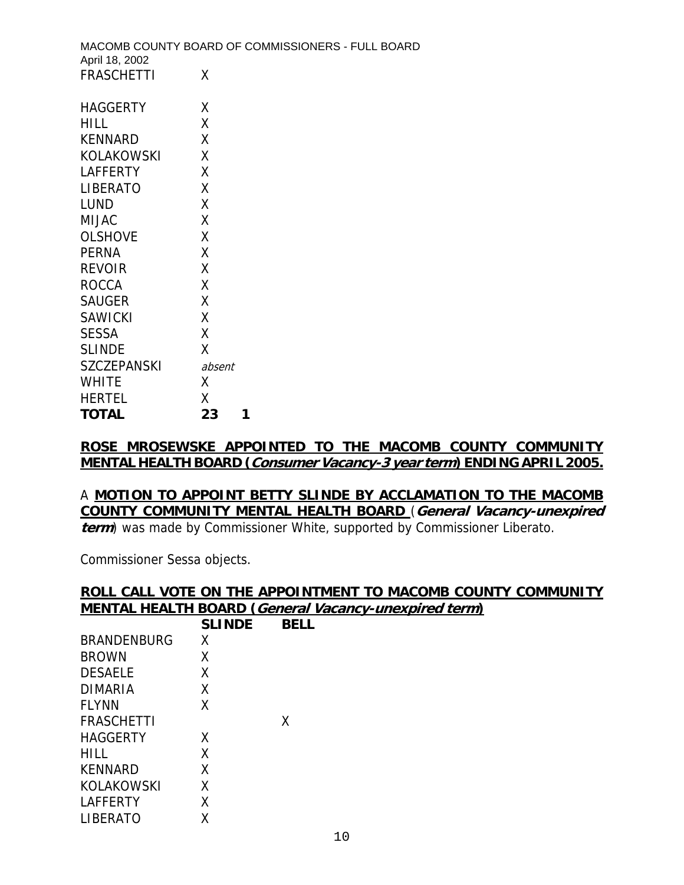| | | |
|---|---|---|
| FRASCHETTI | X | |
| HAGGERTY | X | |
| HILL | X | |
| KENNARD | X | |
| KOLAKOWSKI | X | |
| LAFFERTY | X | |
| LIBERATO | X | |
| LUND | X | |
| MIJAC | X | |
| OLSHOVE | X | |
| PERNA | X | |
| REVOIR | X | |
| ROCCA | X | |
| SAUGER | X | |
| SAWICKI | X | |
| SESSA | X | |
| SLINDE | X | |
| SZCZEPANSKI | *absent* | |
| WHITE | X | |
| HERTEL | X | |
| **TOTAL** | **23** | **1** |

**ROSE MROSEWSKE APPOINTED TO THE MACOMB COUNTY COMMUNITY MENTAL HEALTH BOARD (*Consumer Vacancy-3 year term*) ENDING APRIL 2005.**

A **MOTION TO APPOINT BETTY SLINDE BY ACCLAMATION TO THE MACOMB COUNTY COMMUNITY MENTAL HEALTH BOARD** (***General Vacancy-unexpired term***) was made by Commissioner White, supported by Commissioner Liberato.

Commissioner Sessa objects.

**ROLL CALL VOTE ON THE APPOINTMENT TO MACOMB COUNTY COMMUNITY MENTAL HEALTH BOARD (*General Vacancy-unexpired term*)**

| | SLINDE | BELL |
|---|---|---|
| BRANDENBURG | X | |
| BROWN | X | |
| DESAELE | X | |
| DIMARIA | X | |
| FLYNN | X | |
| FRASCHETTI | | X |
| HAGGERTY | X | |
| HILL | X | |
| KENNARD | X | |
| KOLAKOWSKI | X | |
| LAFFERTY | X | |
| LIBERATO | X | |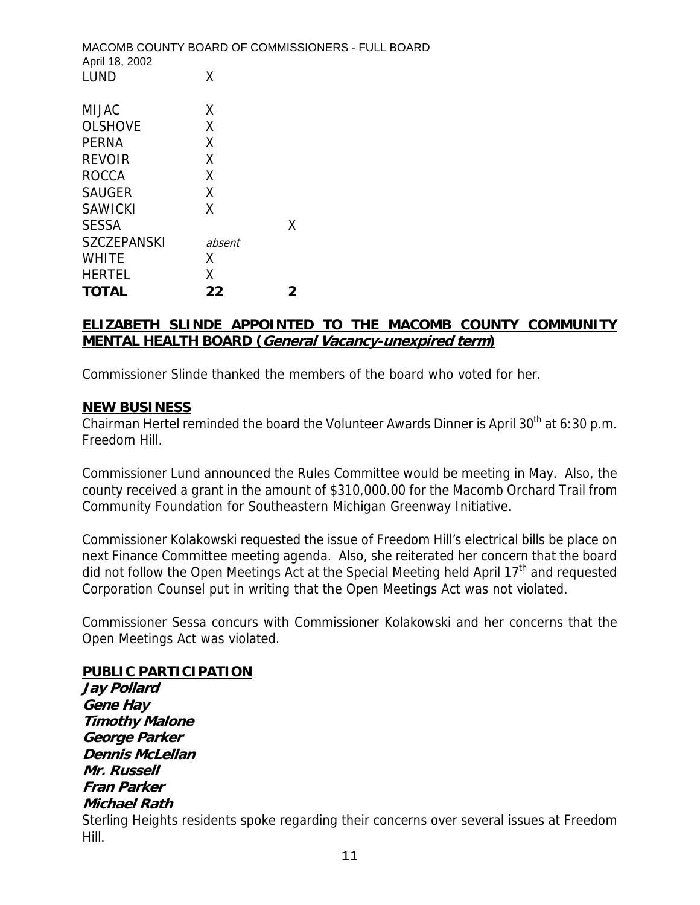| LUND | X | |
|---|---|---|
| MIJAC | X | |
| OLSHOVE | X | |
| PERNA | X | |
| REVOIR | X | |
| ROCCA | X | |
| SAUGER | X | |
| SAWICKI | X | |
| SESSA | | X |
| SZCZEPANSKI | *absent* | |
| WHITE | X | |
| HERTEL | X | |
| **TOTAL** | **22** | **2** |

## ELIZABETH SLINDE APPOINTED TO THE MACOMB COUNTY COMMUNITY MENTAL HEALTH BOARD (*General Vacancy-unexpired term*)

Commissioner Slinde thanked the members of the board who voted for her.

## NEW BUSINESS

Chairman Hertel reminded the board the Volunteer Awards Dinner is April 30th at 6:30 p.m. Freedom Hill.

Commissioner Lund announced the Rules Committee would be meeting in May. Also, the county received a grant in the amount of $310,000.00 for the Macomb Orchard Trail from Community Foundation for Southeastern Michigan Greenway Initiative.

Commissioner Kolakowski requested the issue of Freedom Hill's electrical bills be place on next Finance Committee meeting agenda. Also, she reiterated her concern that the board did not follow the Open Meetings Act at the Special Meeting held April 17th and requested Corporation Counsel put in writing that the Open Meetings Act was not violated.

Commissioner Sessa concurs with Commissioner Kolakowski and her concerns that the Open Meetings Act was violated.

## PUBLIC PARTICIPATION

***Jay Pollard***
***Gene Hay***
***Timothy Malone***
***George Parker***
***Dennis McLellan***
***Mr. Russell***
***Fran Parker***
***Michael Rath***

Sterling Heights residents spoke regarding their concerns over several issues at Freedom Hill.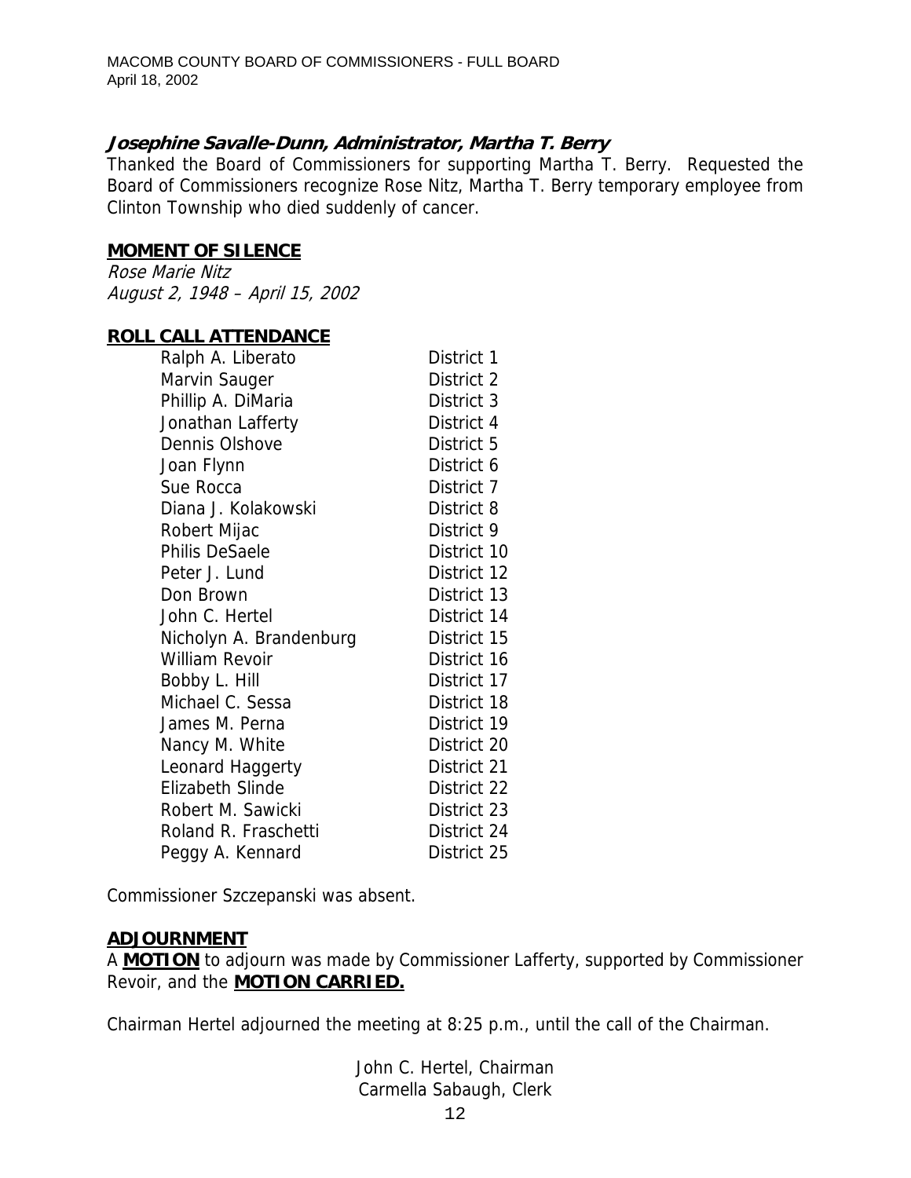### ***Josephine Savalle-Dunn, Administrator, Martha T. Berry***

Thanked the Board of Commissioners for supporting Martha T. Berry. Requested the Board of Commissioners recognize Rose Nitz, Martha T. Berry temporary employee from Clinton Township who died suddenly of cancer.

**MOMENT OF SILENCE**

*Rose Marie Nitz*
*August 2, 1948 – April 15, 2002*

**ROLL CALL ATTENDANCE**

| | |
|---|---|
| Ralph A. Liberato | District 1 |
| Marvin Sauger | District 2 |
| Phillip A. DiMaria | District 3 |
| Jonathan Lafferty | District 4 |
| Dennis Olshove | District 5 |
| Joan Flynn | District 6 |
| Sue Rocca | District 7 |
| Diana J. Kolakowski | District 8 |
| Robert Mijac | District 9 |
| Philis DeSaele | District 10 |
| Peter J. Lund | District 12 |
| Don Brown | District 13 |
| John C. Hertel | District 14 |
| Nicholyn A. Brandenburg | District 15 |
| William Revoir | District 16 |
| Bobby L. Hill | District 17 |
| Michael C. Sessa | District 18 |
| James M. Perna | District 19 |
| Nancy M. White | District 20 |
| Leonard Haggerty | District 21 |
| Elizabeth Slinde | District 22 |
| Robert M. Sawicki | District 23 |
| Roland R. Fraschetti | District 24 |
| Peggy A. Kennard | District 25 |

Commissioner Szczepanski was absent.

**ADJOURNMENT**

A **MOTION** to adjourn was made by Commissioner Lafferty, supported by Commissioner Revoir, and the **MOTION CARRIED.**

Chairman Hertel adjourned the meeting at 8:25 p.m., until the call of the Chairman.

John C. Hertel, Chairman
Carmella Sabaugh, Clerk